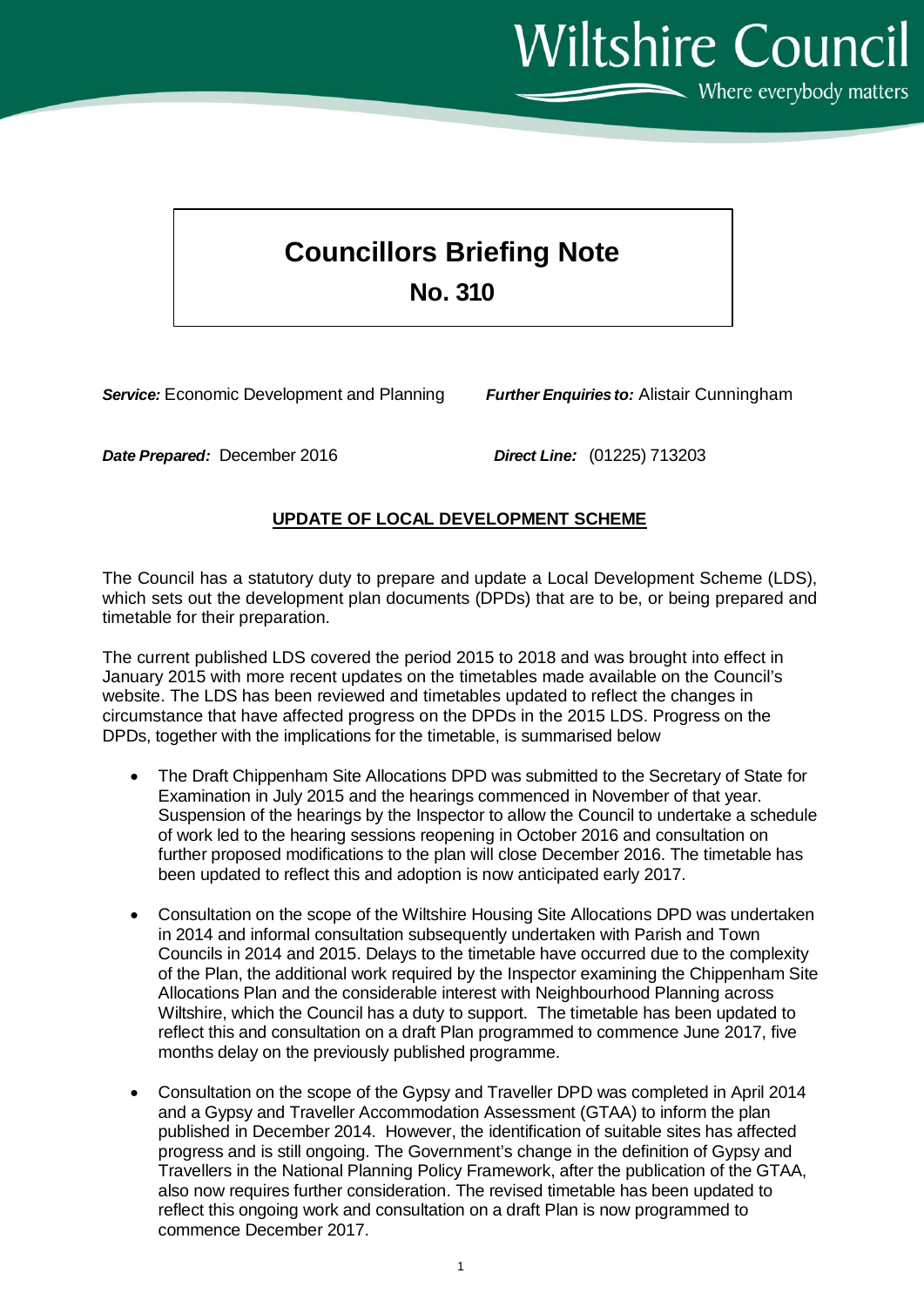Wiltshire Council

Where everybody matters

# Councillors Briefing Note

## No. 310

***Service:*** Economic Development and Planning ***Further Enquiries to:*** Alistair Cunningham

***Date Prepared:*** December 2016 ***Direct Line:*** (01225) 713203

**UPDATE OF LOCAL DEVELOPMENT SCHEME**

The Council has a statutory duty to prepare and update a Local Development Scheme (LDS), which sets out the development plan documents (DPDs) that are to be, or being prepared and timetable for their preparation.

The current published LDS covered the period 2015 to 2018 and was brought into effect in January 2015 with more recent updates on the timetables made available on the Council's website. The LDS has been reviewed and timetables updated to reflect the changes in circumstance that have affected progress on the DPDs in the 2015 LDS. Progress on the DPDs, together with the implications for the timetable, is summarised below

- The Draft Chippenham Site Allocations DPD was submitted to the Secretary of State for Examination in July 2015 and the hearings commenced in November of that year. Suspension of the hearings by the Inspector to allow the Council to undertake a schedule of work led to the hearing sessions reopening in October 2016 and consultation on further proposed modifications to the plan will close December 2016. The timetable has been updated to reflect this and adoption is now anticipated early 2017.

- Consultation on the scope of the Wiltshire Housing Site Allocations DPD was undertaken in 2014 and informal consultation subsequently undertaken with Parish and Town Councils in 2014 and 2015. Delays to the timetable have occurred due to the complexity of the Plan, the additional work required by the Inspector examining the Chippenham Site Allocations Plan and the considerable interest with Neighbourhood Planning across Wiltshire, which the Council has a duty to support. The timetable has been updated to reflect this and consultation on a draft Plan programmed to commence June 2017, five months delay on the previously published programme.

- Consultation on the scope of the Gypsy and Traveller DPD was completed in April 2014 and a Gypsy and Traveller Accommodation Assessment (GTAA) to inform the plan published in December 2014. However, the identification of suitable sites has affected progress and is still ongoing. The Government's change in the definition of Gypsy and Travellers in the National Planning Policy Framework, after the publication of the GTAA, also now requires further consideration. The revised timetable has been updated to reflect this ongoing work and consultation on a draft Plan is now programmed to commence December 2017.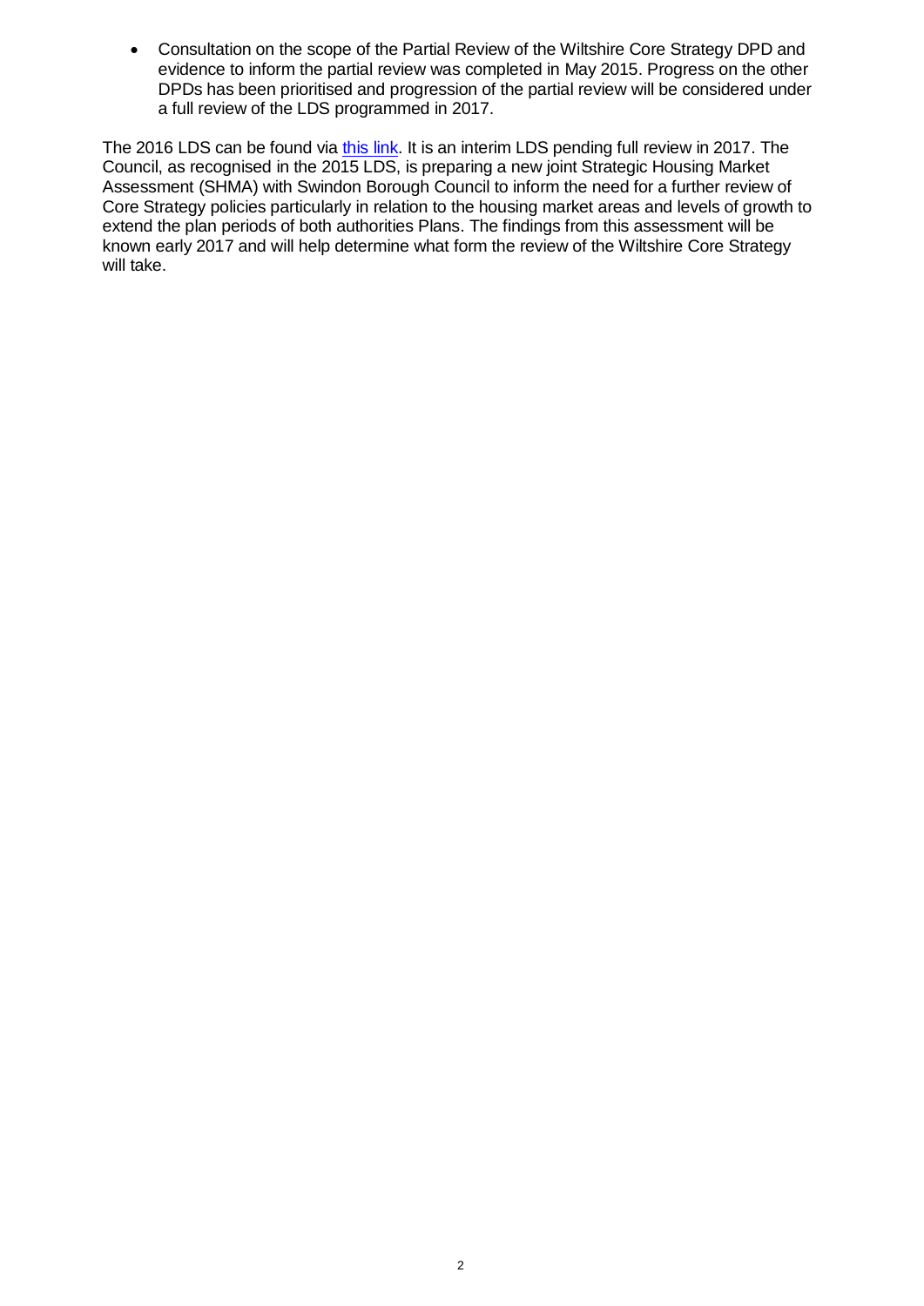- Consultation on the scope of the Partial Review of the Wiltshire Core Strategy DPD and evidence to inform the partial review was completed in May 2015. Progress on the other DPDs has been prioritised and progression of the partial review will be considered under a full review of the LDS programmed in 2017.

The 2016 LDS can be found via this link. It is an interim LDS pending full review in 2017. The Council, as recognised in the 2015 LDS, is preparing a new joint Strategic Housing Market Assessment (SHMA) with Swindon Borough Council to inform the need for a further review of Core Strategy policies particularly in relation to the housing market areas and levels of growth to extend the plan periods of both authorities Plans. The findings from this assessment will be known early 2017 and will help determine what form the review of the Wiltshire Core Strategy will take.